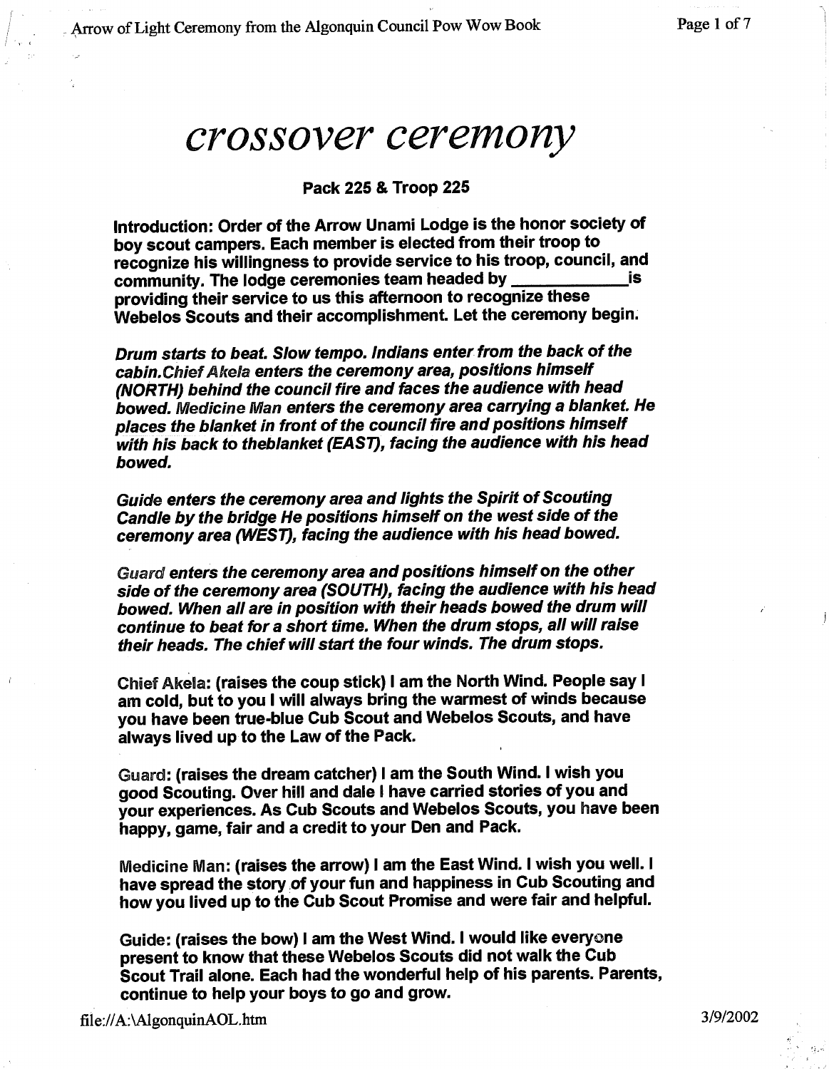# crossover ceremony

**Pack 225 & Troop 225**

**Introduction: Order of the Arrow Unami Lodge is the honor society of boy scout campers. Each member is elected from their troop to recognize his willingness to provide service to his troop, council, and community. The lodge ceremonies team headed by ____________is providing their service to us this afternoon to recognize these Webelos Scouts and their accomplishment. Let the ceremony begin.**

***Drum starts to beat. Slow tempo. Indians enter from the back of the cabin.Chief Akela enters the ceremony area, positions himself (NORTH) behind the council fire and faces the audience with head bowed. Medicine Man enters the ceremony area carrying a blanket. He places the blanket in front of the council fire and positions himself with his back to theblanket (EAST), facing the audience with his head bowed.***

***Guide enters the ceremony area and lights the Spirit of Scouting Candle by the bridge He positions himself on the west side of the ceremony area (WEST), facing the audience with his head bowed.***

***Guard enters the ceremony area and positions himself on the other side of the ceremony area (SOUTH), facing the audience with his head bowed. When all are in position with their heads bowed the drum will continue to beat for a short time. When the drum stops, all will raise their heads. The chief will start the four winds. The drum stops.***

**Chief Akela: (raises the coup stick) I am the North Wind. People say I am cold, but to you I will always bring the warmest of winds because you have been true-blue Cub Scout and Webelos Scouts, and have always lived up to the Law of the Pack.**

**Guard: (raises the dream catcher) I am the South Wind. I wish you good Scouting. Over hill and dale I have carried stories of you and your experiences. As Cub Scouts and Webelos Scouts, you have been happy, game, fair and a credit to your Den and Pack.**

**Medicine Man: (raises the arrow) I am the East Wind. I wish you well. I have spread the story of your fun and happiness in Cub Scouting and how you lived up to the Cub Scout Promise and were fair and helpful.**

**Guide: (raises the bow) I am the West Wind. I would like everyone present to know that these Webelos Scouts did not walk the Cub Scout Trail alone. Each had the wonderful help of his parents. Parents, continue to help your boys to go and grow.**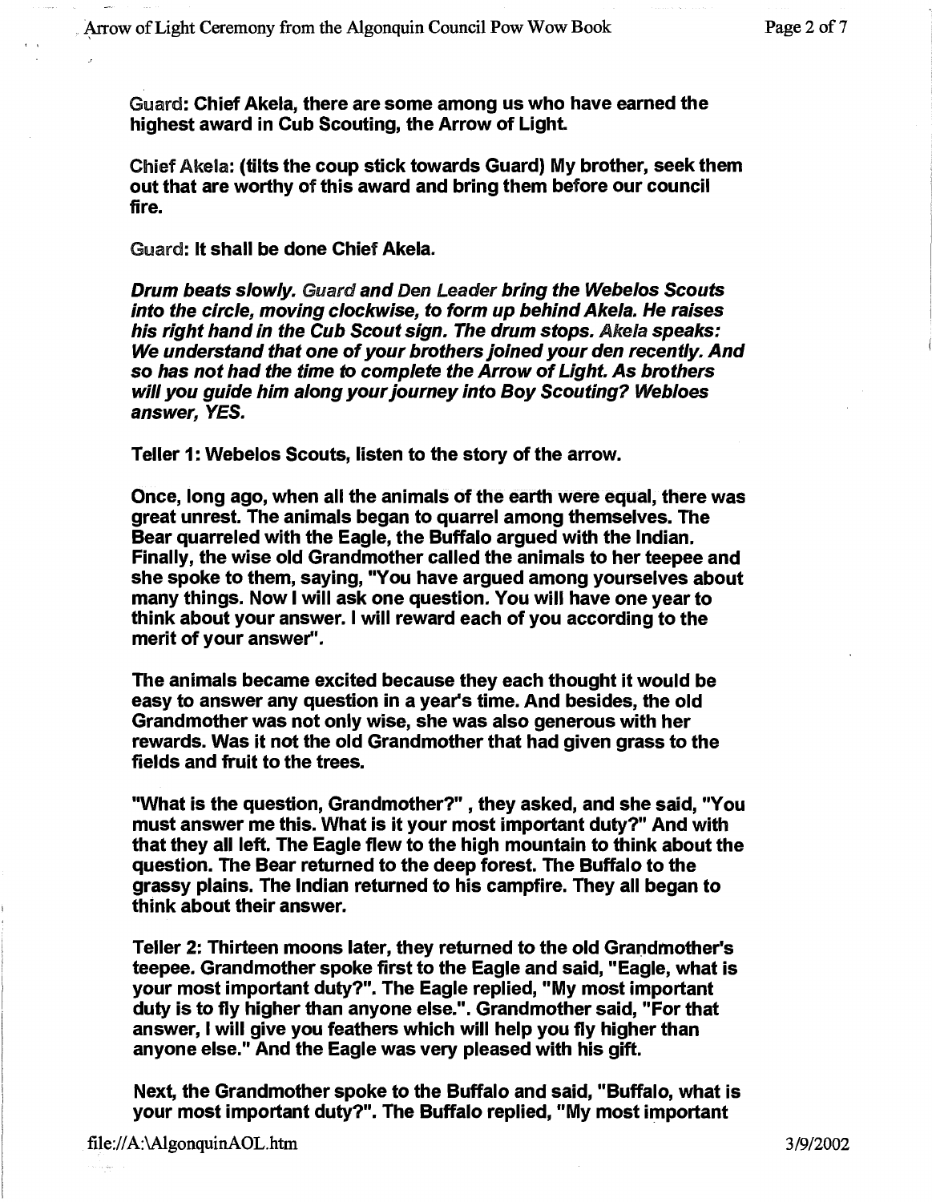**Guard: Chief Akela, there are some among us who have earned the highest award in Cub Scouting, the Arrow of Light.**

**Chief Akela: (tilts the coup stick towards Guard) My brother, seek them out that are worthy of this award and bring them before our council fire.**

**Guard: It shall be done Chief Akela.**

***Drum beats slowly. Guard and Den Leader bring the Webelos Scouts into the circle, moving clockwise, to form up behind Akela. He raises his right hand in the Cub Scout sign. The drum stops. Akela speaks: We understand that one of your brothers joined your den recently. And so has not had the time to complete the Arrow of Light. As brothers will you guide him along your journey into Boy Scouting? Webloes answer, YES.***

**Teller 1: Webelos Scouts, listen to the story of the arrow.**

**Once, long ago, when all the animals of the earth were equal, there was great unrest. The animals began to quarrel among themselves. The Bear quarreled with the Eagle, the Buffalo argued with the Indian. Finally, the wise old Grandmother called the animals to her teepee and she spoke to them, saying, "You have argued among yourselves about many things. Now I will ask one question. You will have one year to think about your answer. I will reward each of you according to the merit of your answer".**

**The animals became excited because they each thought it would be easy to answer any question in a year's time. And besides, the old Grandmother was not only wise, she was also generous with her rewards. Was it not the old Grandmother that had given grass to the fields and fruit to the trees.**

**"What is the question, Grandmother?" , they asked, and she said, "You must answer me this. What is it your most important duty?" And with that they all left. The Eagle flew to the high mountain to think about the question. The Bear returned to the deep forest. The Buffalo to the grassy plains. The Indian returned to his campfire. They all began to think about their answer.**

**Teller 2: Thirteen moons later, they returned to the old Grandmother's teepee. Grandmother spoke first to the Eagle and said, "Eagle, what is your most important duty?". The Eagle replied, "My most important duty is to fly higher than anyone else.". Grandmother said, "For that answer, I will give you feathers which will help you fly higher than anyone else." And the Eagle was very pleased with his gift.**

**Next, the Grandmother spoke to the Buffalo and said, "Buffalo, what is your most important duty?". The Buffalo replied, "My most important**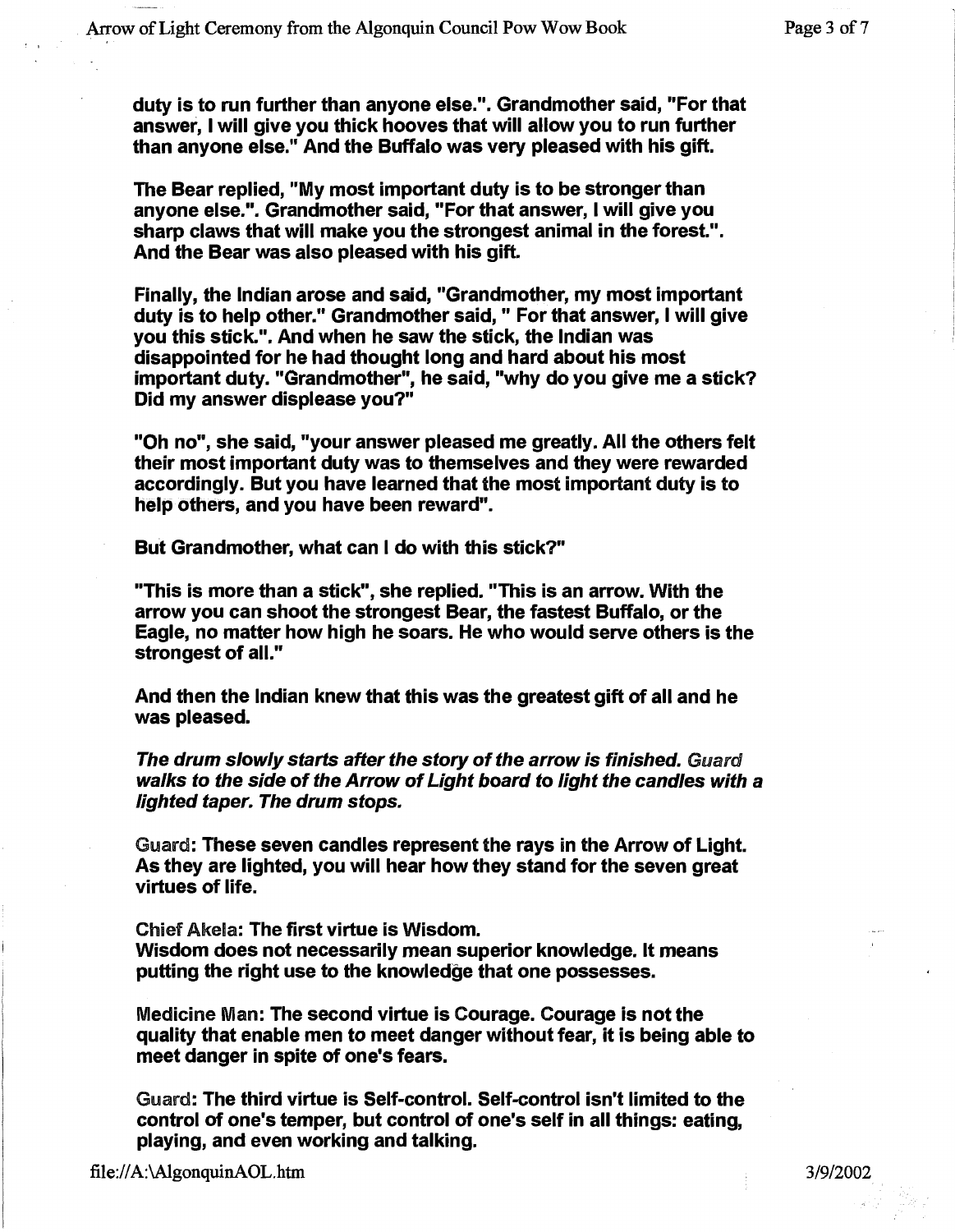**duty is to run further than anyone else.". Grandmother said, "For that answer, I will give you thick hooves that will allow you to run further than anyone else." And the Buffalo was very pleased with his gift.**

**The Bear replied, "My most important duty is to be stronger than anyone else.". Grandmother said, "For that answer, I will give you sharp claws that will make you the strongest animal in the forest.". And the Bear was also pleased with his gift.**

**Finally, the Indian arose and said, "Grandmother, my most important duty is to help other." Grandmother said, " For that answer, I will give you this stick.". And when he saw the stick, the Indian was disappointed for he had thought long and hard about his most important duty. "Grandmother", he said, "why do you give me a stick? Did my answer displease you?"**

**"Oh no", she said, "your answer pleased me greatly. All the others felt their most important duty was to themselves and they were rewarded accordingly. But you have learned that the most important duty is to help others, and you have been reward".**

**But Grandmother, what can I do with this stick?"**

**"This is more than a stick", she replied. "This is an arrow. With the arrow you can shoot the strongest Bear, the fastest Buffalo, or the Eagle, no matter how high he soars. He who would serve others is the strongest of all."**

**And then the Indian knew that this was the greatest gift of all and he was pleased.**

***The drum slowly starts after the story of the arrow is finished.*** *Guard* ***walks to the side of the Arrow of Light board to light the candles with a lighted taper. The drum stops.***

Guard: **These seven candles represent the rays in the Arrow of Light. As they are lighted, you will hear how they stand for the seven great virtues of life.**

Chief Akela: **The first virtue is Wisdom.**
**Wisdom does not necessarily mean superior knowledge. It means putting the right use to the knowledge that one possesses.**

Medicine Man: **The second virtue is Courage. Courage is not the quality that enable men to meet danger without fear, it is being able to meet danger in spite of one's fears.**

Guard: **The third virtue is Self-control. Self-control isn't limited to the control of one's temper, but control of one's self in all things: eating, playing, and even working and talking.**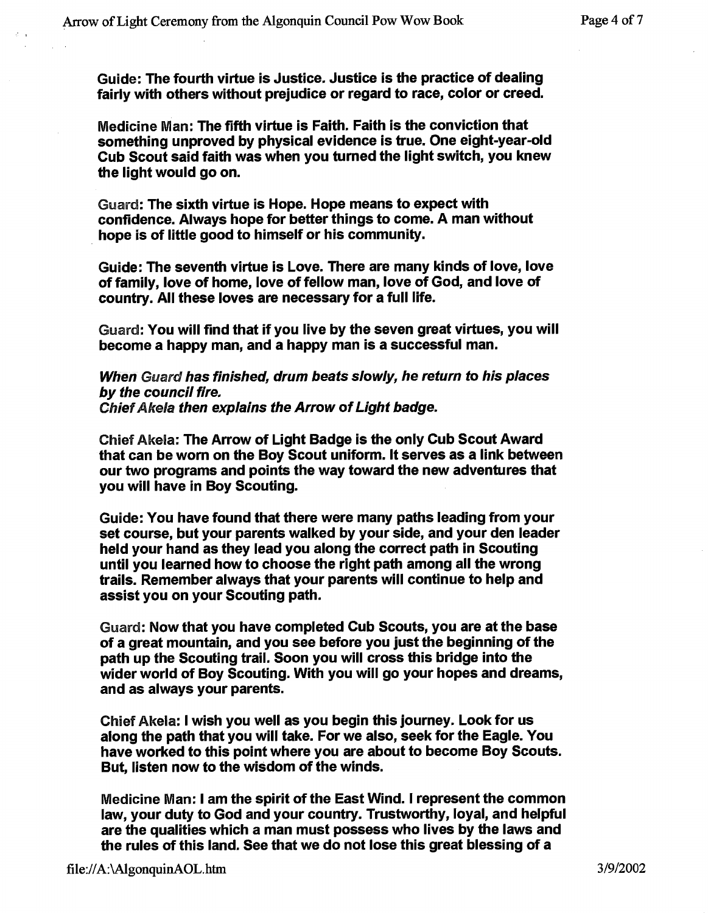Guide: The fourth virtue is Justice. Justice is the practice of dealing fairly with others without prejudice or regard to race, color or creed.

Medicine Man: The fifth virtue is Faith. Faith is the conviction that something unproved by physical evidence is true. One eight-year-old Cub Scout said faith was when you turned the light switch, you knew the light would go on.

Guard: The sixth virtue is Hope. Hope means to expect with confidence. Always hope for better things to come. A man without hope is of little good to himself or his community.

Guide: The seventh virtue is Love. There are many kinds of love, love of family, love of home, love of fellow man, love of God, and love of country. All these loves are necessary for a full life.

Guard: You will find that if you live by the seven great virtues, you will become a happy man, and a happy man is a successful man.

*When Guard has finished, drum beats slowly, he return to his places by the council fire.*
*Chief Akela then explains the Arrow of Light badge.*

Chief Akela: The Arrow of Light Badge is the only Cub Scout Award that can be worn on the Boy Scout uniform. It serves as a link between our two programs and points the way toward the new adventures that you will have in Boy Scouting.

Guide: You have found that there were many paths leading from your set course, but your parents walked by your side, and your den leader held your hand as they lead you along the correct path in Scouting until you learned how to choose the right path among all the wrong trails. Remember always that your parents will continue to help and assist you on your Scouting path.

Guard: Now that you have completed Cub Scouts, you are at the base of a great mountain, and you see before you just the beginning of the path up the Scouting trail. Soon you will cross this bridge into the wider world of Boy Scouting. With you will go your hopes and dreams, and as always your parents.

Chief Akela: I wish you well as you begin this journey. Look for us along the path that you will take. For we also, seek for the Eagle. You have worked to this point where you are about to become Boy Scouts. But, listen now to the wisdom of the winds.

Medicine Man: I am the spirit of the East Wind. I represent the common law, your duty to God and your country. Trustworthy, loyal, and helpful are the qualities which a man must possess who lives by the laws and the rules of this land. See that we do not lose this great blessing of a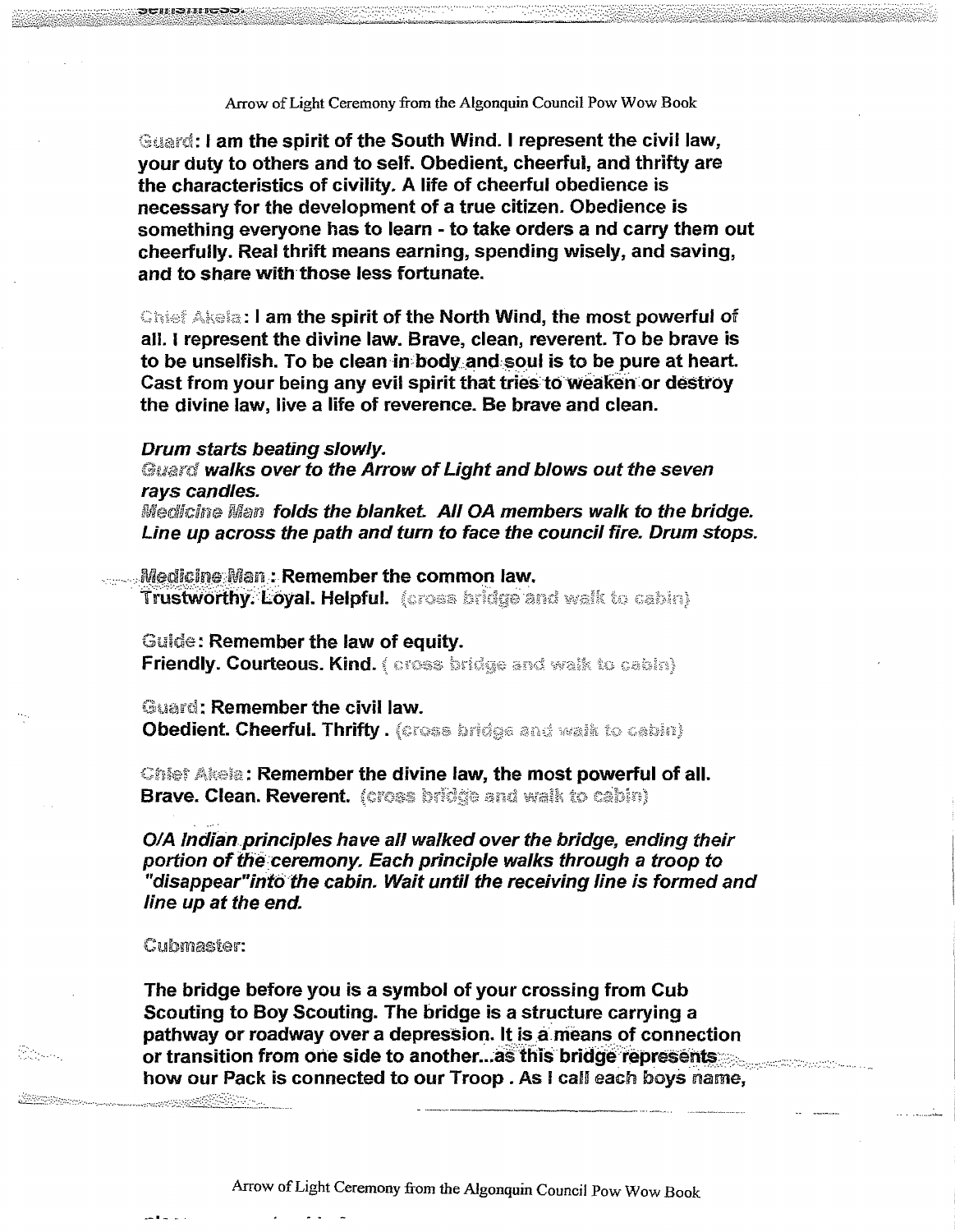Guard: I am the spirit of the South Wind. I represent the civil law, your duty to others and to self. Obedient, cheerful, and thrifty are the characteristics of civility. A life of cheerful obedience is necessary for the development of a true citizen. Obedience is something everyone has to learn - to take orders a nd carry them out cheerfully. Real thrift means earning, spending wisely, and saving, and to share with those less fortunate.

Chief Akela: I am the spirit of the North Wind, the most powerful of all. I represent the divine law. Brave, clean, reverent. To be brave is to be unselfish. To be clean in body and soul is to be pure at heart. Cast from your being any evil spirit that tries to weaken or destroy the divine law, live a life of reverence. Be brave and clean.

*Drum starts beating slowly.*
*Guard walks over to the Arrow of Light and blows out the seven rays candles.*
*Medicine Man folds the blanket. All OA members walk to the bridge. Line up across the path and turn to face the council fire. Drum stops.*

Medicine Man: Remember the common law.
Trustworthy. Loyal. Helpful. (cross bridge and walk to cabin)

Guide: Remember the law of equity.
Friendly. Courteous. Kind. ( cross bridge and walk to cabin)

Guard: Remember the civil law.
Obedient. Cheerful. Thrifty. (cross bridge and walk to cabin)

Chief Akela: Remember the divine law, the most powerful of all.
Brave. Clean. Reverent. (cross bridge and walk to cabin)

*O/A Indian principles have all walked over the bridge, ending their portion of the ceremony. Each principle walks through a troop to "disappear"into the cabin. Wait until the receiving line is formed and line up at the end.*

Cubmaster:

The bridge before you is a symbol of your crossing from Cub Scouting to Boy Scouting. The bridge is a structure carrying a pathway or roadway over a depression. It is a means of connection or transition from one side to another...as this bridge represents how our Pack is connected to our Troop . As I call each boys name,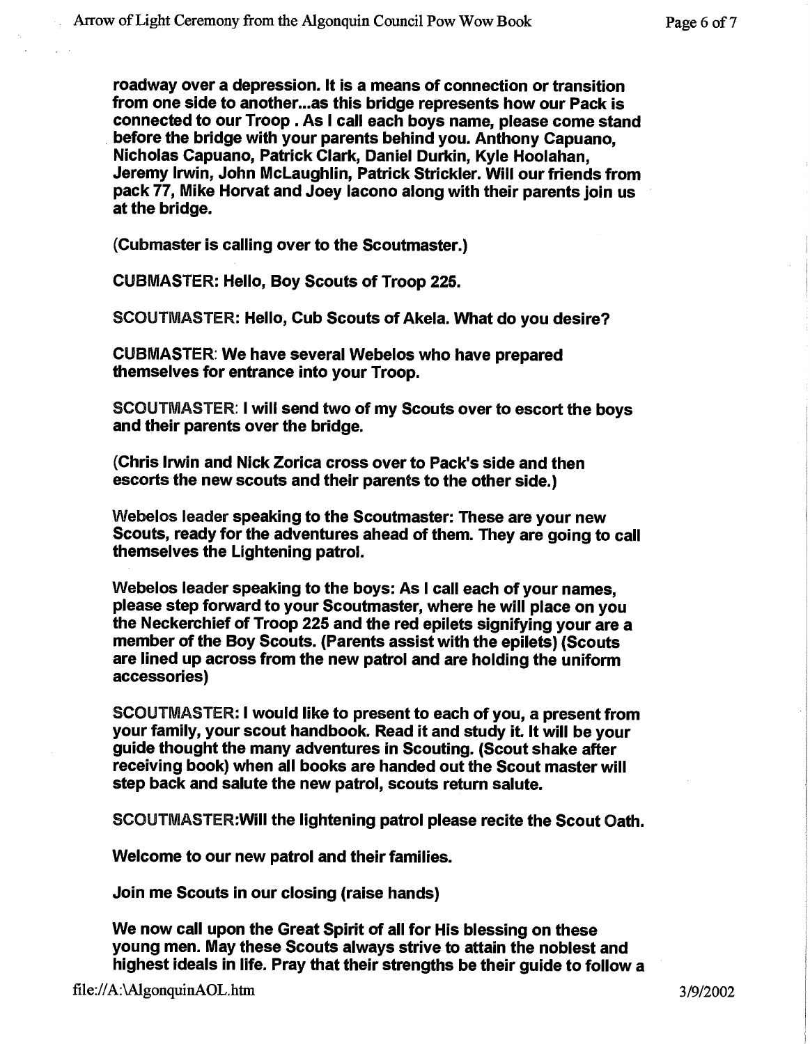**roadway over a depression. It is a means of connection or transition from one side to another...as this bridge represents how our Pack is connected to our Troop . As I call each boys name, please come stand before the bridge with your parents behind you. Anthony Capuano, Nicholas Capuano, Patrick Clark, Daniel Durkin, Kyle Hoolahan, Jeremy Irwin, John McLaughlin, Patrick Strickler. Will our friends from pack 77, Mike Horvat and Joey Iacono along with their parents join us at the bridge.**

**(Cubmaster is calling over to the Scoutmaster.)**

**CUBMASTER: Hello, Boy Scouts of Troop 225.**

**SCOUTMASTER: Hello, Cub Scouts of Akela. What do you desire?**

**CUBMASTER: We have several Webelos who have prepared themselves for entrance into your Troop.**

**SCOUTMASTER: I will send two of my Scouts over to escort the boys and their parents over the bridge.**

**(Chris Irwin and Nick Zorica cross over to Pack's side and then escorts the new scouts and their parents to the other side.)**

**Webelos leader speaking to the Scoutmaster: These are your new Scouts, ready for the adventures ahead of them. They are going to call themselves the Lightening patrol.**

**Webelos leader speaking to the boys: As I call each of your names, please step forward to your Scoutmaster, where he will place on you the Neckerchief of Troop 225 and the red epilets signifying your are a member of the Boy Scouts. (Parents assist with the epilets) (Scouts are lined up across from the new patrol and are holding the uniform accessories)**

**SCOUTMASTER: I would like to present to each of you, a present from your family, your scout handbook. Read it and study it. It will be your guide thought the many adventures in Scouting. (Scout shake after receiving book) when all books are handed out the Scout master will step back and salute the new patrol, scouts return salute.**

**SCOUTMASTER:Will the lightening patrol please recite the Scout Oath.**

**Welcome to our new patrol and their families.**

**Join me Scouts in our closing (raise hands)**

**We now call upon the Great Spirit of all for His blessing on these young men. May these Scouts always strive to attain the noblest and highest ideals in life. Pray that their strengths be their guide to follow a**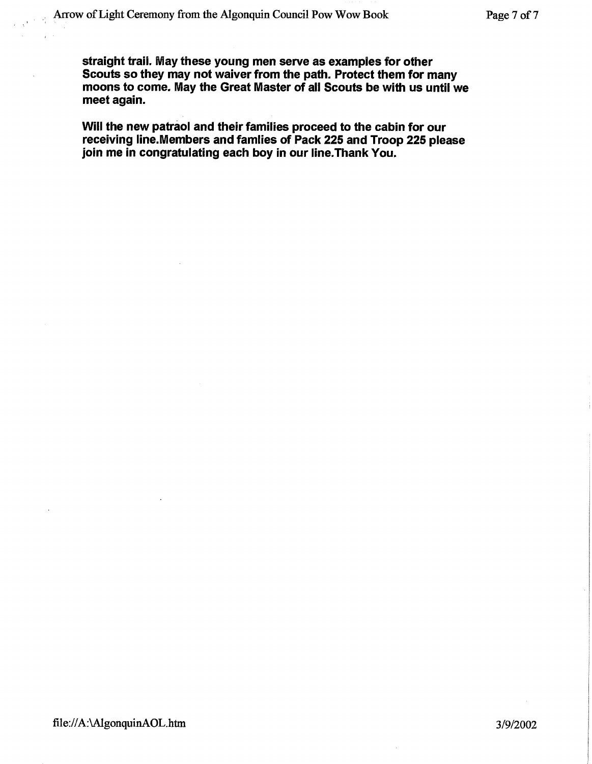**straight trail. May these young men serve as examples for other Scouts so they may not waiver from the path. Protect them for many moons to come. May the Great Master of all Scouts be with us until we meet again.**

**Will the new patraol and their families proceed to the cabin for our receiving line.Members and famlies of Pack 225 and Troop 225 please join me in congratulating each boy in our line.Thank You.**